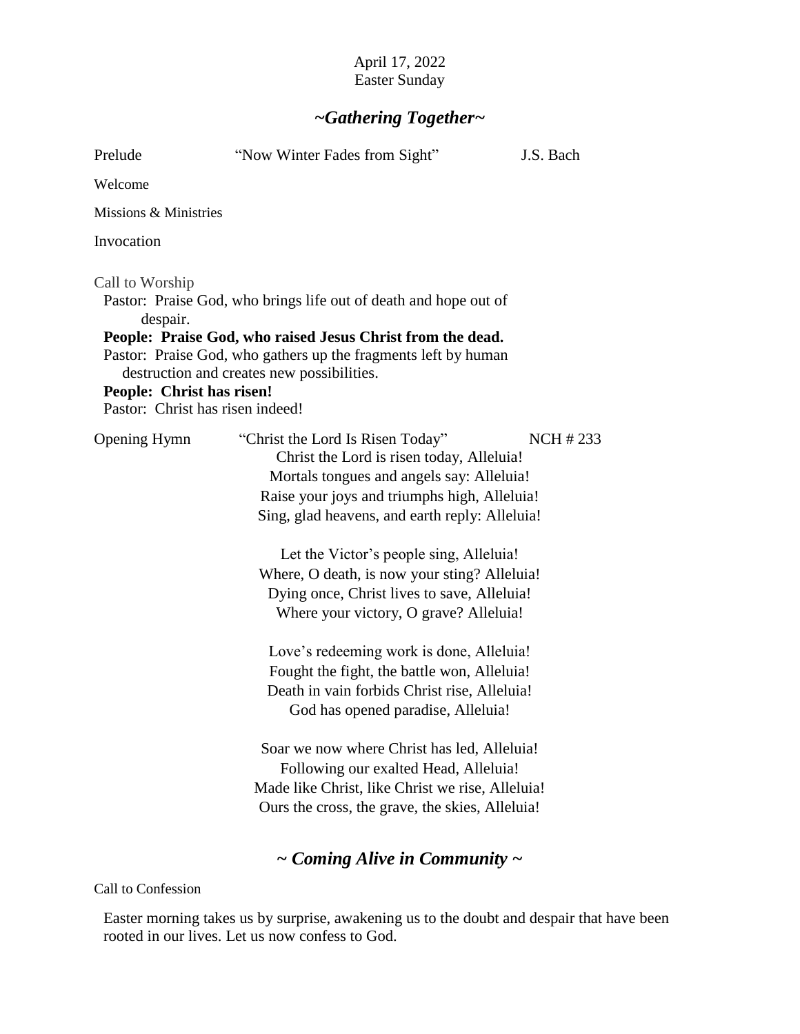April 17, 2022
Easter Sunday

## *~Gathering Together~*

Prelude "Now Winter Fades from Sight" J.S. Bach

Welcome

Missions & Ministries

Invocation

Call to Worship

Pastor: Praise God, who brings life out of death and hope out of despair.

**People: Praise God, who raised Jesus Christ from the dead.**

Pastor: Praise God, who gathers up the fragments left by human destruction and creates new possibilities.

**People: Christ has risen!**

Pastor: Christ has risen indeed!

Opening Hymn "Christ the Lord Is Risen Today" NCH # 233

Christ the Lord is risen today, Alleluia!
Mortals tongues and angels say: Alleluia!
Raise your joys and triumphs high, Alleluia!
Sing, glad heavens, and earth reply: Alleluia!

Let the Victor's people sing, Alleluia!
Where, O death, is now your sting? Alleluia!
Dying once, Christ lives to save, Alleluia!
Where your victory, O grave? Alleluia!

Love's redeeming work is done, Alleluia!
Fought the fight, the battle won, Alleluia!
Death in vain forbids Christ rise, Alleluia!
God has opened paradise, Alleluia!

Soar we now where Christ has led, Alleluia!
Following our exalted Head, Alleluia!
Made like Christ, like Christ we rise, Alleluia!
Ours the cross, the grave, the skies, Alleluia!

## *~ Coming Alive in Community ~*

Call to Confession

Easter morning takes us by surprise, awakening us to the doubt and despair that have been rooted in our lives. Let us now confess to God.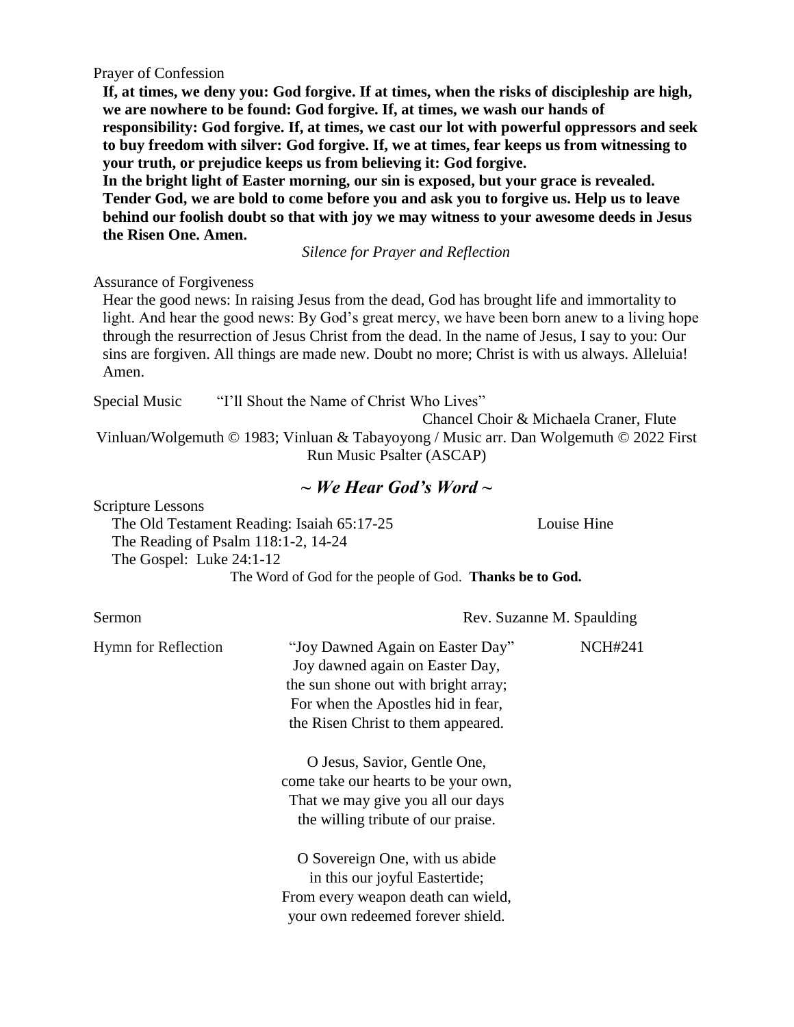Prayer of Confession

**If, at times, we deny you: God forgive. If at times, when the risks of discipleship are high, we are nowhere to be found: God forgive. If, at times, we wash our hands of responsibility: God forgive. If, at times, we cast our lot with powerful oppressors and seek to buy freedom with silver: God forgive. If, we at times, fear keeps us from witnessing to your truth, or prejudice keeps us from believing it: God forgive.**

**In the bright light of Easter morning, our sin is exposed, but your grace is revealed. Tender God, we are bold to come before you and ask you to forgive us. Help us to leave behind our foolish doubt so that with joy we may witness to your awesome deeds in Jesus the Risen One. Amen.**

*Silence for Prayer and Reflection*

Assurance of Forgiveness

Hear the good news: In raising Jesus from the dead, God has brought life and immortality to light. And hear the good news: By God's great mercy, we have been born anew to a living hope through the resurrection of Jesus Christ from the dead. In the name of Jesus, I say to you: Our sins are forgiven. All things are made new. Doubt no more; Christ is with us always. Alleluia! Amen.

Special Music "I'll Shout the Name of Christ Who Lives"

Chancel Choir & Michaela Craner, Flute

Vinluan/Wolgemuth © 1983; Vinluan & Tabayoyong / Music arr. Dan Wolgemuth © 2022 First Run Music Psalter (ASCAP)

## *~ We Hear God's Word ~*

Scripture Lessons

The Old Testament Reading: Isaiah 65:17-25 Louise Hine

The Reading of Psalm 118:1-2, 14-24

The Gospel: Luke 24:1-12

The Word of God for the people of God. **Thanks be to God.**

Sermon Rev. Suzanne M. Spaulding

Hymn for Reflection "Joy Dawned Again on Easter Day" NCH#241

Joy dawned again on Easter Day,
the sun shone out with bright array;
For when the Apostles hid in fear,
the Risen Christ to them appeared.

O Jesus, Savior, Gentle One,
come take our hearts to be your own,
That we may give you all our days
the willing tribute of our praise.

O Sovereign One, with us abide
in this our joyful Eastertide;
From every weapon death can wield,
your own redeemed forever shield.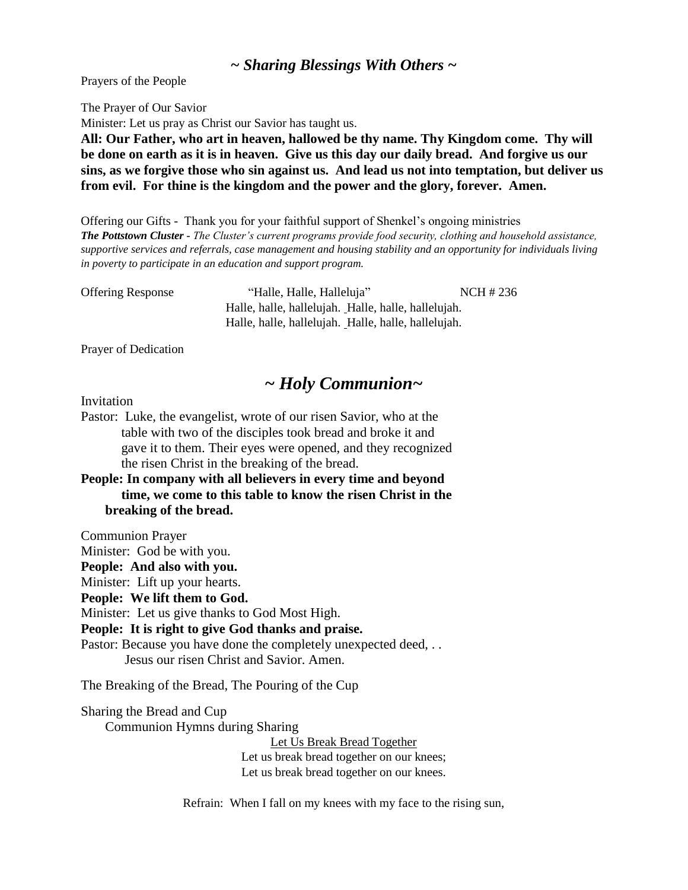## *~ Sharing Blessings With Others ~*

Prayers of the People

The Prayer of Our Savior

Minister: Let us pray as Christ our Savior has taught us.

**All: Our Father, who art in heaven, hallowed be thy name. Thy Kingdom come. Thy will be done on earth as it is in heaven. Give us this day our daily bread. And forgive us our sins, as we forgive those who sin against us. And lead us not into temptation, but deliver us from evil. For thine is the kingdom and the power and the glory, forever. Amen.**

Offering our Gifts - Thank you for your faithful support of Shenkel's ongoing ministries

***The Pottstown Cluster*** - *The Cluster's current programs provide food security, clothing and household assistance, supportive services and referrals, case management and housing stability and an opportunity for individuals living in poverty to participate in an education and support program.*

Offering Response "Halle, Halle, Halleluja" NCH # 236

Halle, halle, hallelujah. Halle, halle, hallelujah.
Halle, halle, hallelujah. Halle, halle, hallelujah.

Prayer of Dedication

## *~ Holy Communion~*

Invitation

Pastor: Luke, the evangelist, wrote of our risen Savior, who at the table with two of the disciples took bread and broke it and gave it to them. Their eyes were opened, and they recognized the risen Christ in the breaking of the bread.

**People: In company with all believers in every time and beyond time, we come to this table to know the risen Christ in the breaking of the bread.**

Communion Prayer

Minister: God be with you.

**People: And also with you.**

Minister: Lift up your hearts.

**People: We lift them to God.**

Minister: Let us give thanks to God Most High.

**People: It is right to give God thanks and praise.**

Pastor: Because you have done the completely unexpected deed, . .
Jesus our risen Christ and Savior. Amen.

The Breaking of the Bread, The Pouring of the Cup

Sharing the Bread and Cup

Communion Hymns during Sharing

Let Us Break Bread Together

Let us break bread together on our knees;
Let us break bread together on our knees.

Refrain: When I fall on my knees with my face to the rising sun,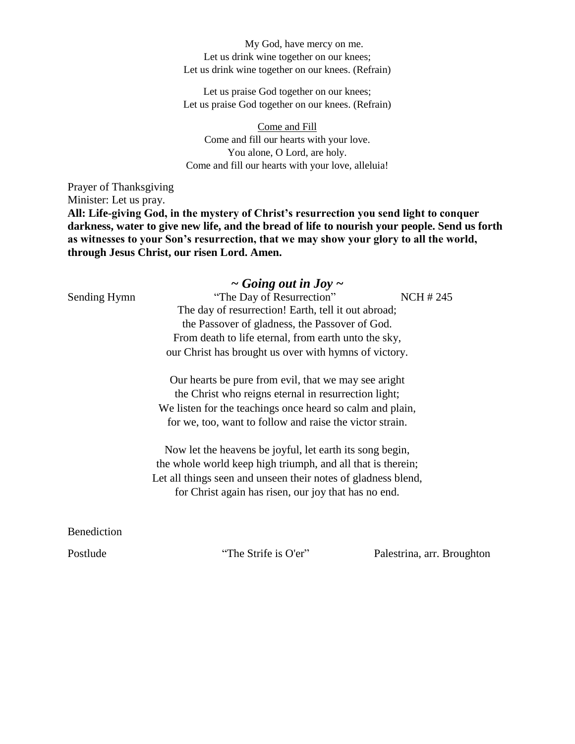My God, have mercy on me.
Let us drink wine together on our knees;
Let us drink wine together on our knees. (Refrain)

Let us praise God together on our knees;
Let us praise God together on our knees. (Refrain)

Come and Fill
Come and fill our hearts with your love.
You alone, O Lord, are holy.
Come and fill our hearts with your love, alleluia!

Prayer of Thanksgiving
Minister: Let us pray.
**All: Life-giving God, in the mystery of Christ's resurrection you send light to conquer darkness, water to give new life, and the bread of life to nourish your people. Send us forth as witnesses to your Son's resurrection, that we may show your glory to all the world, through Jesus Christ, our risen Lord. Amen.**

## *~ Going out in Joy ~*

Sending Hymn "The Day of Resurrection" NCH # 245

The day of resurrection! Earth, tell it out abroad;
the Passover of gladness, the Passover of God.
From death to life eternal, from earth unto the sky,
our Christ has brought us over with hymns of victory.

Our hearts be pure from evil, that we may see aright
the Christ who reigns eternal in resurrection light;
We listen for the teachings once heard so calm and plain,
for we, too, want to follow and raise the victor strain.

Now let the heavens be joyful, let earth its song begin,
the whole world keep high triumph, and all that is therein;
Let all things seen and unseen their notes of gladness blend,
for Christ again has risen, our joy that has no end.

Benediction

Postlude "The Strife is O'er" Palestrina, arr. Broughton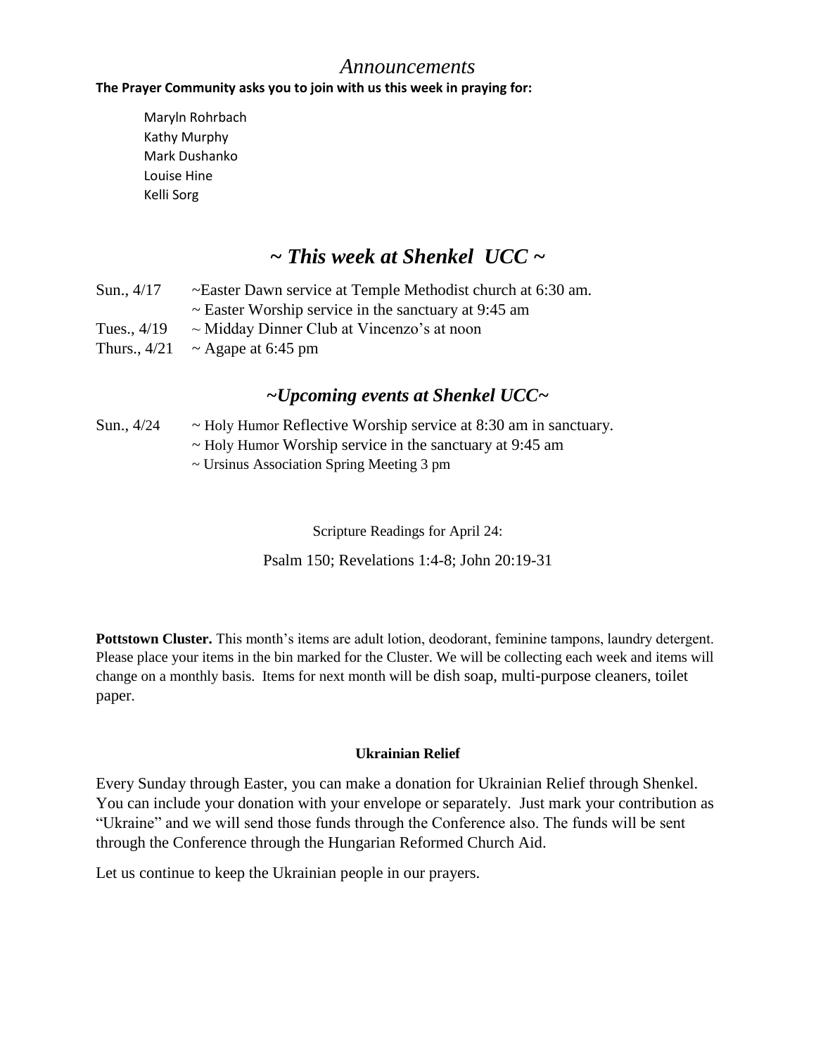# *Announcements*

**The Prayer Community asks you to join with us this week in praying for:**

Maryln Rohrbach
Kathy Murphy
Mark Dushanko
Louise Hine
Kelli Sorg

## *~ This week at Shenkel UCC ~*

| | |
|---|---|
| Sun., 4/17 | ~Easter Dawn service at Temple Methodist church at 6:30 am. |
| | ~ Easter Worship service in the sanctuary at 9:45 am |
| Tues., 4/19 | ~ Midday Dinner Club at Vincenzo's at noon |
| Thurs., 4/21 | ~ Agape at 6:45 pm |

## *~Upcoming events at Shenkel UCC~*

| | |
|---|---|
| Sun., 4/24 | ~ Holy Humor Reflective Worship service at 8:30 am in sanctuary. |
| | ~ Holy Humor Worship service in the sanctuary at 9:45 am |
| | ~ Ursinus Association Spring Meeting 3 pm |

Scripture Readings for April 24:

Psalm 150; Revelations 1:4-8; John 20:19-31

**Pottstown Cluster.** This month's items are adult lotion, deodorant, feminine tampons, laundry detergent. Please place your items in the bin marked for the Cluster. We will be collecting each week and items will change on a monthly basis. Items for next month will be dish soap, multi-purpose cleaners, toilet paper.

**Ukrainian Relief**

Every Sunday through Easter, you can make a donation for Ukrainian Relief through Shenkel. You can include your donation with your envelope or separately. Just mark your contribution as "Ukraine" and we will send those funds through the Conference also. The funds will be sent through the Conference through the Hungarian Reformed Church Aid.

Let us continue to keep the Ukrainian people in our prayers.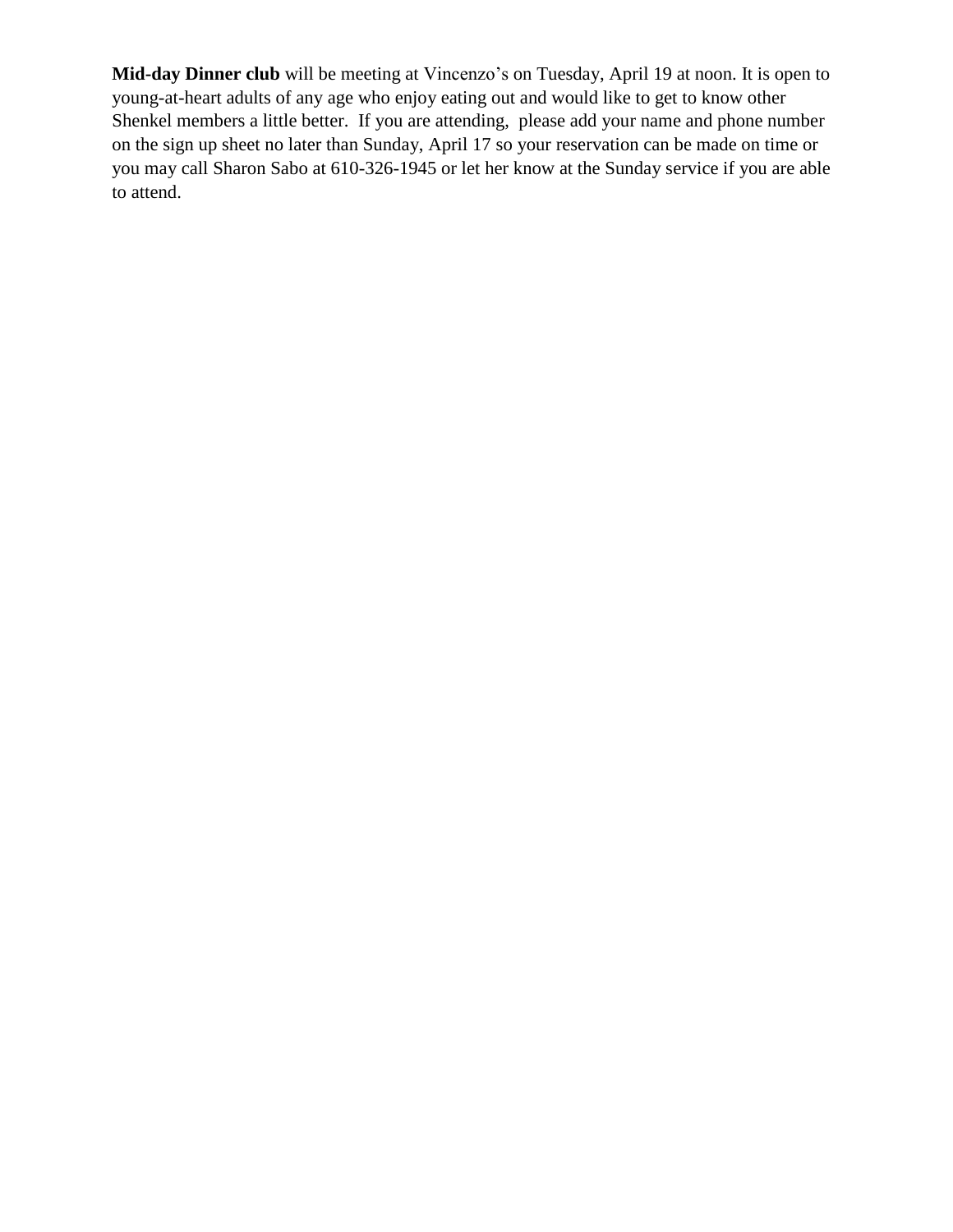**Mid-day Dinner club** will be meeting at Vincenzo's on Tuesday, April 19 at noon. It is open to young-at-heart adults of any age who enjoy eating out and would like to get to know other Shenkel members a little better. If you are attending, please add your name and phone number on the sign up sheet no later than Sunday, April 17 so your reservation can be made on time or you may call Sharon Sabo at 610-326-1945 or let her know at the Sunday service if you are able to attend.